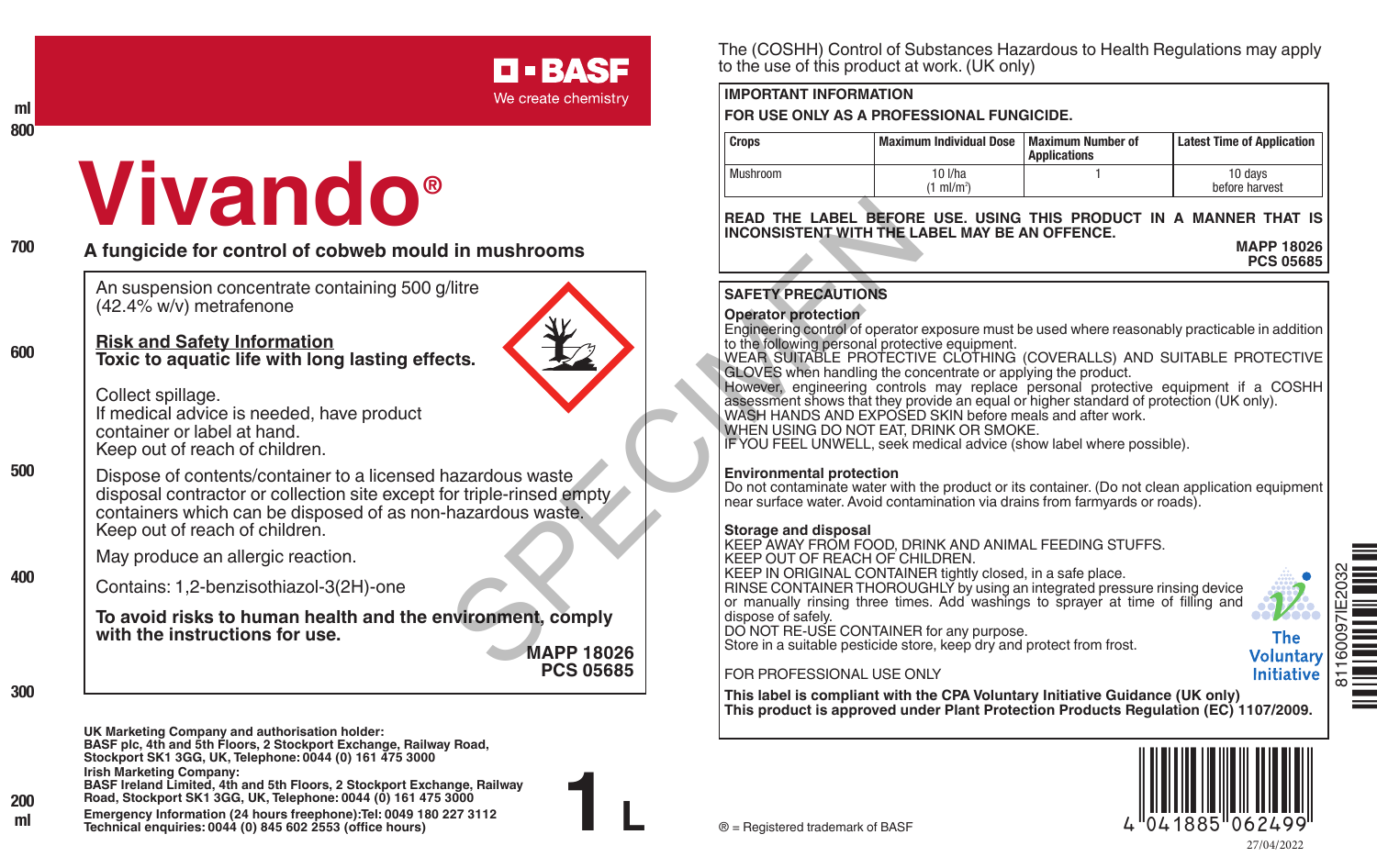BASF
We create chemistry

# Vivando®

## A fungicide for control of cobweb mould in mushrooms

An suspension concentrate containing 500 g/litre (42.4% w/v) metrafenone

**Risk and Safety Information**
**Toxic to aquatic life with long lasting effects.**

Collect spillage.
If medical advice is needed, have product container or label at hand.
Keep out of reach of children.

Dispose of contents/container to a licensed hazardous waste disposal contractor or collection site except for triple-rinsed empty containers which can be disposed of as non-hazardous waste.
Keep out of reach of children.

May produce an allergic reaction.

Contains: 1,2-benzisothiazol-3(2H)-one

**To avoid risks to human health and the environment, comply with the instructions for use.**

**MAPP 18026**
**PCS 05685**

**UK Marketing Company and authorisation holder:**
**BASF plc, 4th and 5th Floors, 2 Stockport Exchange, Railway Road, Stockport SK1 3GG, UK, Telephone: 0044 (0) 161 475 3000**
**Irish Marketing Company:**
**BASF Ireland Limited, 4th and 5th Floors, 2 Stockport Exchange, Railway Road, Stockport SK1 3GG, UK, Telephone: 0044 (0) 161 475 3000**
**Emergency Information (24 hours freephone):Tel: 0049 180 227 3112**
**Technical enquiries: 0044 (0) 845 602 2553 (office hours)**

**1 L**

The (COSHH) Control of Substances Hazardous to Health Regulations may apply to the use of this product at work. (UK only)

**IMPORTANT INFORMATION**
**FOR USE ONLY AS A PROFESSIONAL FUNGICIDE.**

| Crops | Maximum Individual Dose | Maximum Number of Applications | Latest Time of Application |
|---|---|---|---|
| Mushroom | 10 l/ha ($1\ ml/m^2$) | 1 | 10 days before harvest |

**READ THE LABEL BEFORE USE. USING THIS PRODUCT IN A MANNER THAT IS INCONSISTENT WITH THE LABEL MAY BE AN OFFENCE.**

**MAPP 18026**
**PCS 05685**

**SAFETY PRECAUTIONS**

**Operator protection**
Engineering control of operator exposure must be used where reasonably practicable in addition to the following personal protective equipment.
WEAR SUITABLE PROTECTIVE CLOTHING (COVERALLS) AND SUITABLE PROTECTIVE GLOVES when handling the concentrate or applying the product.
However, engineering controls may replace personal protective equipment if a COSHH assessment shows that they provide an equal or higher standard of protection (UK only).
WASH HANDS AND EXPOSED SKIN before meals and after work.
WHEN USING DO NOT EAT, DRINK OR SMOKE.
IF YOU FEEL UNWELL, seek medical advice (show label where possible).

**Environmental protection**
Do not contaminate water with the product or its container. (Do not clean application equipment near surface water. Avoid contamination via drains from farmyards or roads).

**Storage and disposal**
KEEP AWAY FROM FOOD, DRINK AND ANIMAL FEEDING STUFFS.
KEEP OUT OF REACH OF CHILDREN.
KEEP IN ORIGINAL CONTAINER tightly closed, in a safe place.
RINSE CONTAINER THOROUGHLY by using an integrated pressure rinsing device or manually rinsing three times. Add washings to sprayer at time of filling and dispose of safely.
DO NOT RE-USE CONTAINER for any purpose.
Store in a suitable pesticide store, keep dry and protect from frost.

FOR PROFESSIONAL USE ONLY

The Voluntary Initiative

**This label is compliant with the CPA Voluntary Initiative Guidance (UK only)**
**This product is approved under Plant Protection Products Regulation (EC) 1107/2009.**

® = Registered trademark of BASF

4 041885 062499

27/04/2022

81160097IE2032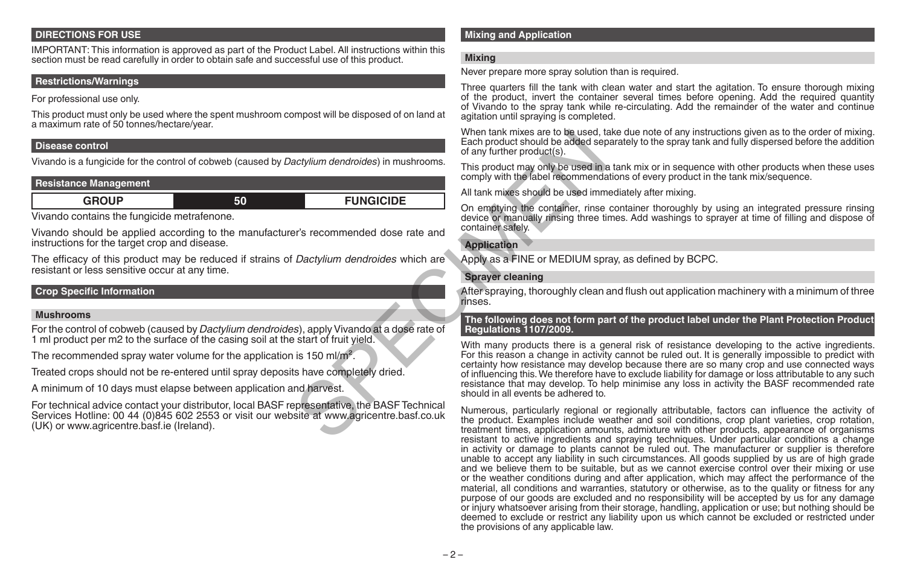## DIRECTIONS FOR USE

IMPORTANT: This information is approved as part of the Product Label. All instructions within this section must be read carefully in order to obtain safe and successful use of this product.

### Restrictions/Warnings

For professional use only.

This product must only be used where the spent mushroom compost will be disposed of on land at a maximum rate of 50 tonnes/hectare/year.

### Disease control

Vivando is a fungicide for the control of cobweb (caused by *Dactylium dendroides*) in mushrooms.

### Resistance Management

| GROUP | 50 | FUNGICIDE |
|---|---|---|

Vivando contains the fungicide metrafenone.

Vivando should be applied according to the manufacturer's recommended dose rate and instructions for the target crop and disease.

The efficacy of this product may be reduced if strains of *Dactylium dendroides* which are resistant or less sensitive occur at any time.

### Crop Specific Information

#### Mushrooms

For the control of cobweb (caused by *Dactylium dendroides*), apply Vivando at a dose rate of 1 ml product per m2 to the surface of the casing soil at the start of fruit yield.

The recommended spray water volume for the application is 150 ml/m$^2$.

Treated crops should not be re-entered until spray deposits have completely dried.

A minimum of 10 days must elapse between application and harvest.

For technical advice contact your distributor, local BASF representative, the BASF Technical Services Hotline: 00 44 (0)845 602 2553 or visit our website at www.agricentre.basf.co.uk (UK) or www.agricentre.basf.ie (Ireland).

### Mixing and Application

#### Mixing

Never prepare more spray solution than is required.

Three quarters fill the tank with clean water and start the agitation. To ensure thorough mixing of the product, invert the container several times before opening. Add the required quantity of Vivando to the spray tank while re-circulating. Add the remainder of the water and continue agitation until spraying is completed.

When tank mixes are to be used, take due note of any instructions given as to the order of mixing. Each product should be added separately to the spray tank and fully dispersed before the addition of any further product(s).

This product may only be used in a tank mix or in sequence with other products when these uses comply with the label recommendations of every product in the tank mix/sequence.

All tank mixes should be used immediately after mixing.

On emptying the container, rinse container thoroughly by using an integrated pressure rinsing device or manually rinsing three times. Add washings to sprayer at time of filling and dispose of container safely.

#### Application

Apply as a FINE or MEDIUM spray, as defined by BCPC.

#### Sprayer cleaning

After spraying, thoroughly clean and flush out application machinery with a minimum of three rinses.

### The following does not form part of the product label under the Plant Protection Product Regulations 1107/2009.

With many products there is a general risk of resistance developing to the active ingredients. For this reason a change in activity cannot be ruled out. It is generally impossible to predict with certainty how resistance may develop because there are so many crop and use connected ways of influencing this. We therefore have to exclude liability for damage or loss attributable to any such resistance that may develop. To help minimise any loss in activity the BASF recommended rate should in all events be adhered to.

Numerous, particularly regional or regionally attributable, factors can influence the activity of the product. Examples include weather and soil conditions, crop plant varieties, crop rotation, treatment times, application amounts, admixture with other products, appearance of organisms resistant to active ingredients and spraying techniques. Under particular conditions a change in activity or damage to plants cannot be ruled out. The manufacturer or supplier is therefore unable to accept any liability in such circumstances. All goods supplied by us are of high grade and we believe them to be suitable, but as we cannot exercise control over their mixing or use or the weather conditions during and after application, which may affect the performance of the material, all conditions and warranties, statutory or otherwise, as to the quality or fitness for any purpose of our goods are excluded and no responsibility will be accepted by us for any damage or injury whatsoever arising from their storage, handling, application or use; but nothing should be deemed to exclude or restrict any liability upon us which cannot be excluded or restricted under the provisions of any applicable law.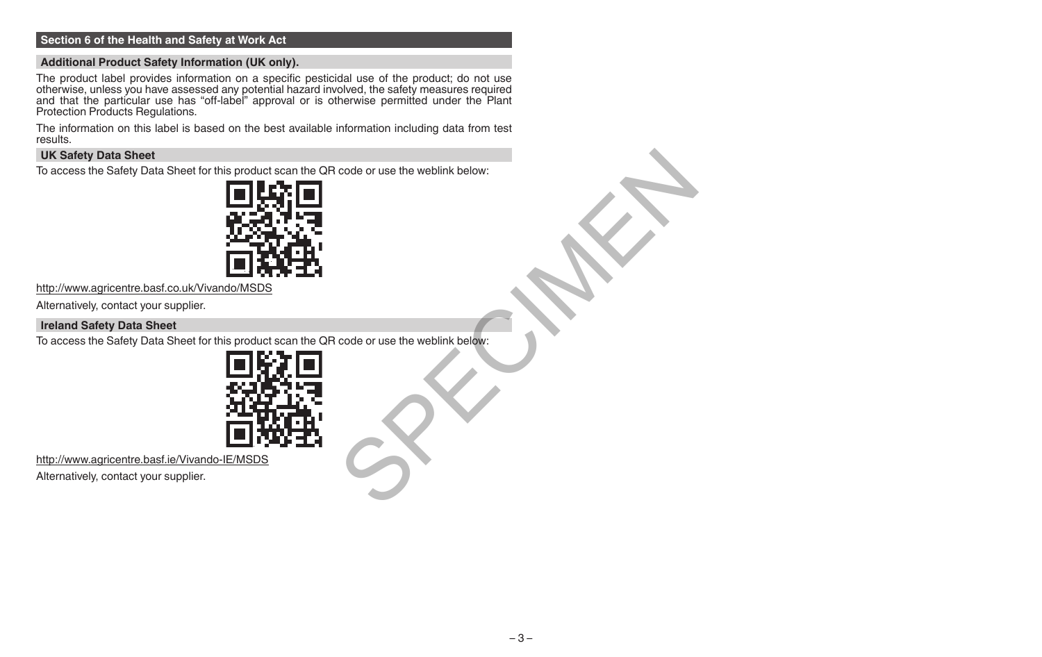## Section 6 of the Health and Safety at Work Act

### Additional Product Safety Information (UK only).

The product label provides information on a specific pesticidal use of the product; do not use otherwise, unless you have assessed any potential hazard involved, the safety measures required and that the particular use has "off-label" approval or is otherwise permitted under the Plant Protection Products Regulations.

The information on this label is based on the best available information including data from test results.

### UK Safety Data Sheet

To access the Safety Data Sheet for this product scan the QR code or use the weblink below:

http://www.agricentre.basf.co.uk/Vivando/MSDS

Alternatively, contact your supplier.

### Ireland Safety Data Sheet

To access the Safety Data Sheet for this product scan the QR code or use the weblink below:

http://www.agricentre.basf.ie/Vivando-IE/MSDS

Alternatively, contact your supplier.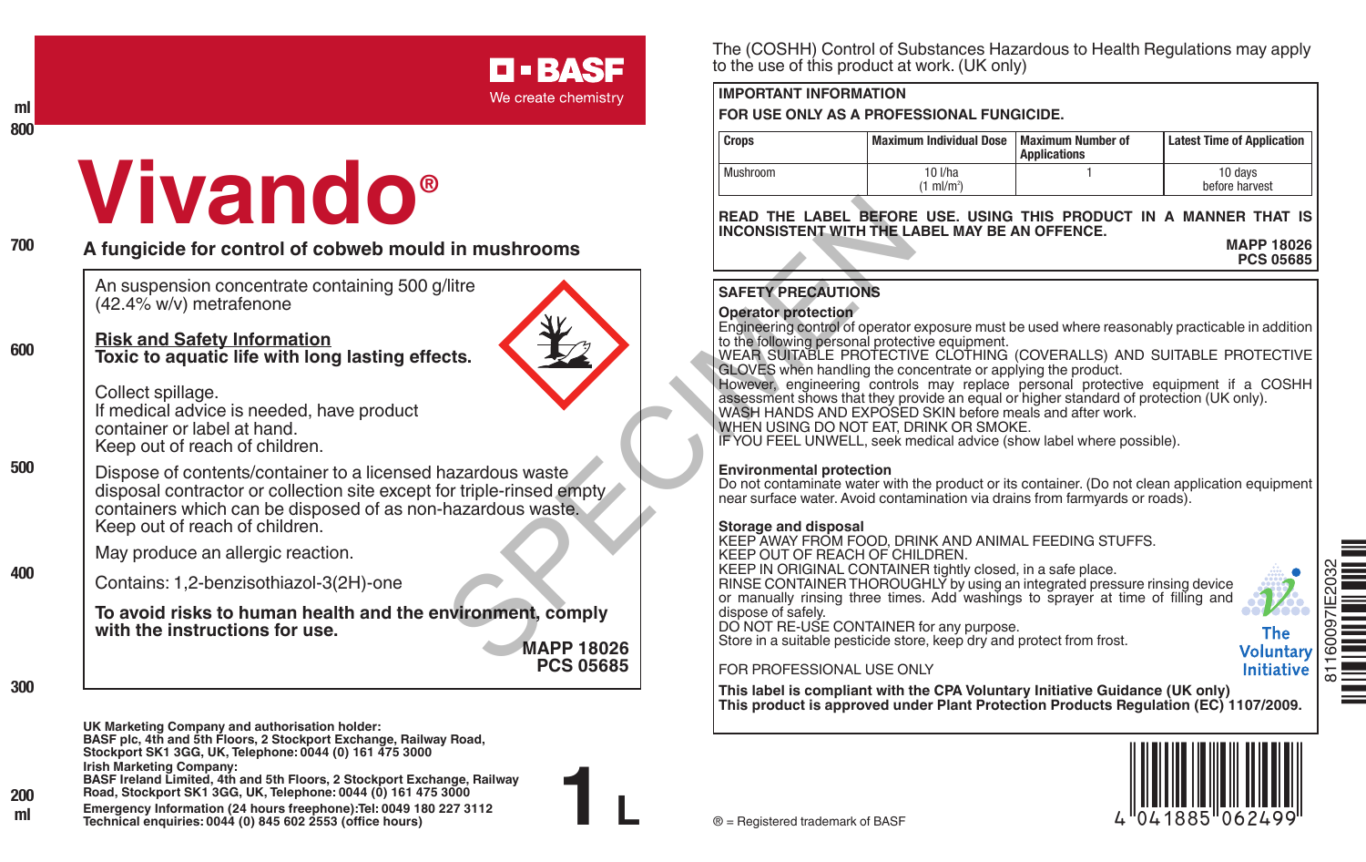BASF

We create chemistry

# Vivando®

## A fungicide for control of cobweb mould in mushrooms

An suspension concentrate containing 500 g/litre (42.4% w/v) metrafenone

**Risk and Safety Information**

**Toxic to aquatic life with long lasting effects.**

Collect spillage.
If medical advice is needed, have product container or label at hand.
Keep out of reach of children.

Dispose of contents/container to a licensed hazardous waste disposal contractor or collection site except for triple-rinsed empty containers which can be disposed of as non-hazardous waste.
Keep out of reach of children.

May produce an allergic reaction.

Contains: 1,2-benzisothiazol-3(2H)-one

**To avoid risks to human health and the environment, comply with the instructions for use.**

**MAPP 18026**
**PCS 05685**

**UK Marketing Company and authorisation holder:**
**BASF plc, 4th and 5th Floors, 2 Stockport Exchange, Railway Road, Stockport SK1 3GG, UK, Telephone: 0044 (0) 161 475 3000**
**Irish Marketing Company:**
**BASF Ireland Limited, 4th and 5th Floors, 2 Stockport Exchange, Railway Road, Stockport SK1 3GG, UK, Telephone: 0044 (0) 161 475 3000**
**Emergency Information (24 hours freephone):Tel: 0049 180 227 3112**
**Technical enquiries: 0044 (0) 845 602 2553 (office hours)**

# 1 L

The (COSHH) Control of Substances Hazardous to Health Regulations may apply to the use of this product at work. (UK only)

**IMPORTANT INFORMATION**

**FOR USE ONLY AS A PROFESSIONAL FUNGICIDE.**

| Crops | Maximum Individual Dose | Maximum Number of Applications | Latest Time of Application |
|---|---|---|---|
| Mushroom | 10 l/ha (1 ml/m²) | 1 | 10 days before harvest |

**READ THE LABEL BEFORE USE. USING THIS PRODUCT IN A MANNER THAT IS INCONSISTENT WITH THE LABEL MAY BE AN OFFENCE.**

**MAPP 18026**
**PCS 05685**

**SAFETY PRECAUTIONS**

**Operator protection**
Engineering control of operator exposure must be used where reasonably practicable in addition to the following personal protective equipment.
WEAR SUITABLE PROTECTIVE CLOTHING (COVERALLS) AND SUITABLE PROTECTIVE GLOVES when handling the concentrate or applying the product.
However, engineering controls may replace personal protective equipment if a COSHH assessment shows that they provide an equal or higher standard of protection (UK only).
WASH HANDS AND EXPOSED SKIN before meals and after work.
WHEN USING DO NOT EAT, DRINK OR SMOKE.
IF YOU FEEL UNWELL, seek medical advice (show label where possible).

**Environmental protection**
Do not contaminate water with the product or its container. (Do not clean application equipment near surface water. Avoid contamination via drains from farmyards or roads).

**Storage and disposal**
KEEP AWAY FROM FOOD, DRINK AND ANIMAL FEEDING STUFFS.
KEEP OUT OF REACH OF CHILDREN.
KEEP IN ORIGINAL CONTAINER tightly closed, in a safe place.
RINSE CONTAINER THOROUGHLY by using an integrated pressure rinsing device or manually rinsing three times. Add washings to sprayer at time of filling and dispose of safely.
DO NOT RE-USE CONTAINER for any purpose.
Store in a suitable pesticide store, keep dry and protect from frost.

The Voluntary Initiative

FOR PROFESSIONAL USE ONLY

**This label is compliant with the CPA Voluntary Initiative Guidance (UK only)**
**This product is approved under Plant Protection Products Regulation (EC) 1107/2009.**

® = Registered trademark of BASF

81160097IE2032

4 041885 062499